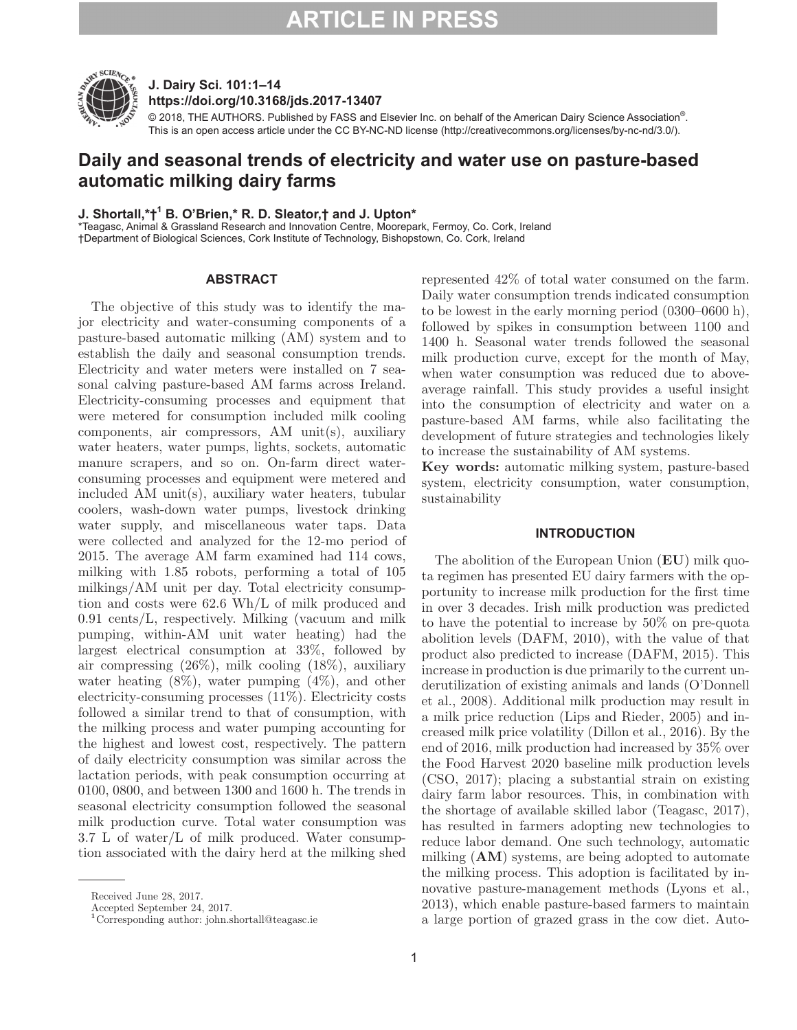# Daily and seasonal trends of electricity and water use on pasture-based automatic milking dairy farms

**J. Shortall,\*†[1] B. O'Brien,\* R. D. Sleator,† and J. Upton\***

\*Teagasc, Animal & Grassland Research and Innovation Centre, Moorepark, Fermoy, Co. Cork, Ireland
†Department of Biological Sciences, Cork Institute of Technology, Bishopstown, Co. Cork, Ireland

## ABSTRACT

The objective of this study was to identify the major electricity and water-consuming components of a pasture-based automatic milking (AM) system and to establish the daily and seasonal consumption trends. Electricity and water meters were installed on 7 seasonal calving pasture-based AM farms across Ireland. Electricity-consuming processes and equipment that were metered for consumption included milk cooling components, air compressors, AM unit(s), auxiliary water heaters, water pumps, lights, sockets, automatic manure scrapers, and so on. On-farm direct water-consuming processes and equipment were metered and included AM unit(s), auxiliary water heaters, tubular coolers, wash-down water pumps, livestock drinking water supply, and miscellaneous water taps. Data were collected and analyzed for the 12-mo period of 2015. The average AM farm examined had 114 cows, milking with 1.85 robots, performing a total of 105 milkings/AM unit per day. Total electricity consumption and costs were 62.6 Wh/L of milk produced and 0.91 cents/L, respectively. Milking (vacuum and milk pumping, within-AM unit water heating) had the largest electrical consumption at 33%, followed by air compressing (26%), milk cooling (18%), auxiliary water heating (8%), water pumping (4%), and other electricity-consuming processes (11%). Electricity costs followed a similar trend to that of consumption, with the milking process and water pumping accounting for the highest and lowest cost, respectively. The pattern of daily electricity consumption was similar across the lactation periods, with peak consumption occurring at 0100, 0800, and between 1300 and 1600 h. The trends in seasonal electricity consumption followed the seasonal milk production curve. Total water consumption was 3.7 L of water/L of milk produced. Water consumption associated with the dairy herd at the milking shed represented 42% of total water consumed on the farm. Daily water consumption trends indicated consumption to be lowest in the early morning period (0300–0600 h), followed by spikes in consumption between 1100 and 1400 h. Seasonal water trends followed the seasonal milk production curve, except for the month of May, when water consumption was reduced due to above-average rainfall. This study provides a useful insight into the consumption of electricity and water on a pasture-based AM farms, while also facilitating the development of future strategies and technologies likely to increase the sustainability of AM systems.

**Key words:** automatic milking system, pasture-based system, electricity consumption, water consumption, sustainability

## INTRODUCTION

The abolition of the European Union (**EU**) milk quota regimen has presented EU dairy farmers with the opportunity to increase milk production for the first time in over 3 decades. Irish milk production was predicted to have the potential to increase by 50% on pre-quota abolition levels (DAFM, 2010), with the value of that product also predicted to increase (DAFM, 2015). This increase in production is due primarily to the current underutilization of existing animals and lands (O'Donnell et al., 2008). Additional milk production may result in a milk price reduction (Lips and Rieder, 2005) and increased milk price volatility (Dillon et al., 2016). By the end of 2016, milk production had increased by 35% over the Food Harvest 2020 baseline milk production levels (CSO, 2017); placing a substantial strain on existing dairy farm labor resources. This, in combination with the shortage of available skilled labor (Teagasc, 2017), has resulted in farmers adopting new technologies to reduce labor demand. One such technology, automatic milking (**AM**) systems, are being adopted to automate the milking process. This adoption is facilitated by innovative pasture-management methods (Lyons et al., 2013), which enable pasture-based farmers to maintain a large portion of grazed grass in the cow diet. Auto-

Received June 28, 2017.
Accepted September 24, 2017.
[1]Corresponding author: john.shortall@teagasc.ie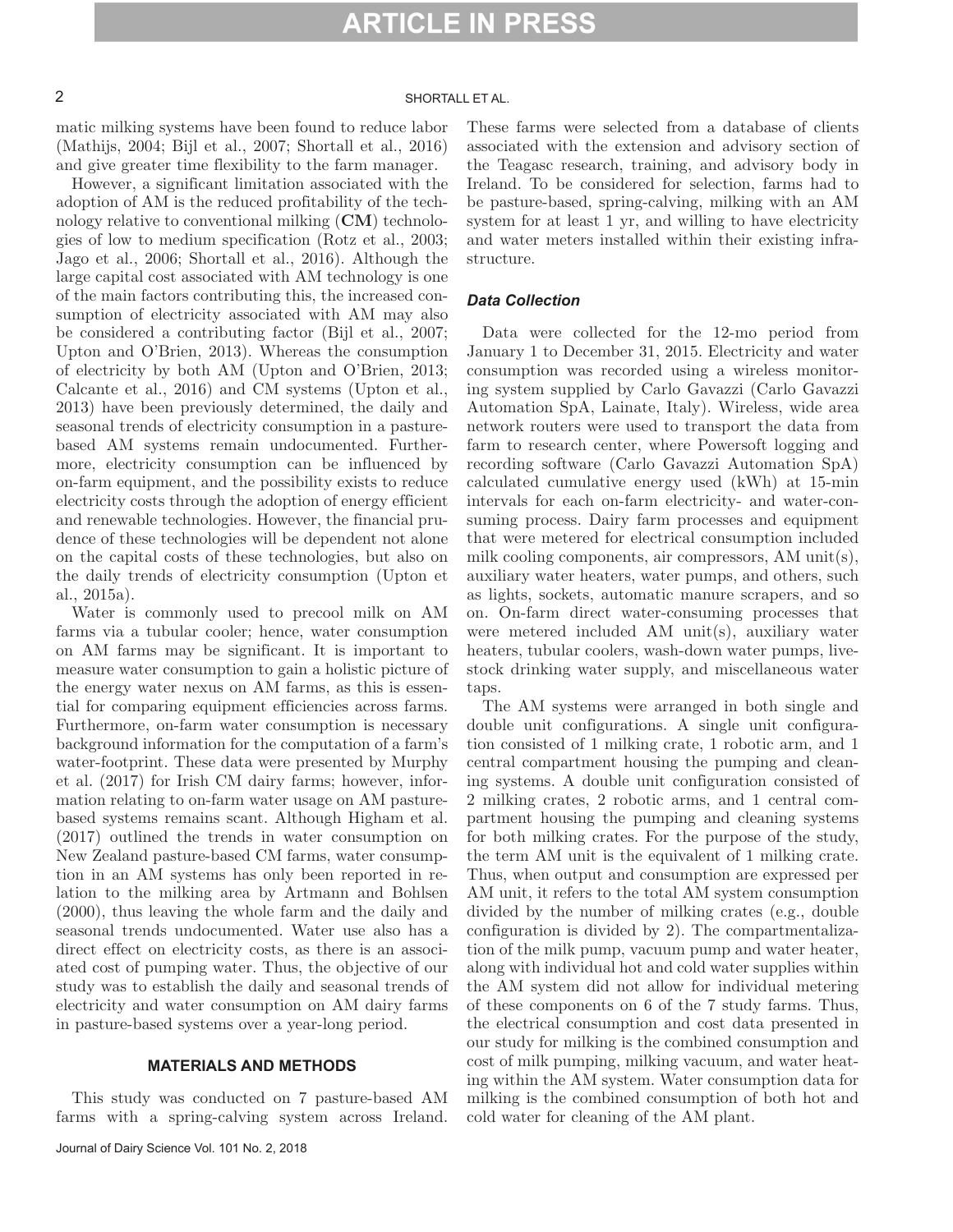matic milking systems have been found to reduce labor (Mathijs, 2004; Bijl et al., 2007; Shortall et al., 2016) and give greater time flexibility to the farm manager.

However, a significant limitation associated with the adoption of AM is the reduced profitability of the technology relative to conventional milking (**CM**) technologies of low to medium specification (Rotz et al., 2003; Jago et al., 2006; Shortall et al., 2016). Although the large capital cost associated with AM technology is one of the main factors contributing this, the increased consumption of electricity associated with AM may also be considered a contributing factor (Bijl et al., 2007; Upton and O'Brien, 2013). Whereas the consumption of electricity by both AM (Upton and O'Brien, 2013; Calcante et al., 2016) and CM systems (Upton et al., 2013) have been previously determined, the daily and seasonal trends of electricity consumption in a pasture-based AM systems remain undocumented. Furthermore, electricity consumption can be influenced by on-farm equipment, and the possibility exists to reduce electricity costs through the adoption of energy efficient and renewable technologies. However, the financial prudence of these technologies will be dependent not alone on the capital costs of these technologies, but also on the daily trends of electricity consumption (Upton et al., 2015a).

Water is commonly used to precool milk on AM farms via a tubular cooler; hence, water consumption on AM farms may be significant. It is important to measure water consumption to gain a holistic picture of the energy water nexus on AM farms, as this is essential for comparing equipment efficiencies across farms. Furthermore, on-farm water consumption is necessary background information for the computation of a farm's water-footprint. These data were presented by Murphy et al. (2017) for Irish CM dairy farms; however, information relating to on-farm water usage on AM pasture-based systems remains scant. Although Higham et al. (2017) outlined the trends in water consumption on New Zealand pasture-based CM farms, water consumption in an AM systems has only been reported in relation to the milking area by Artmann and Bohlsen (2000), thus leaving the whole farm and the daily and seasonal trends undocumented. Water use also has a direct effect on electricity costs, as there is an associated cost of pumping water. Thus, the objective of our study was to establish the daily and seasonal trends of electricity and water consumption on AM dairy farms in pasture-based systems over a year-long period.

## MATERIALS AND METHODS

This study was conducted on 7 pasture-based AM farms with a spring-calving system across Ireland. These farms were selected from a database of clients associated with the extension and advisory section of the Teagasc research, training, and advisory body in Ireland. To be considered for selection, farms had to be pasture-based, spring-calving, milking with an AM system for at least 1 yr, and willing to have electricity and water meters installed within their existing infrastructure.

### *Data Collection*

Data were collected for the 12-mo period from January 1 to December 31, 2015. Electricity and water consumption was recorded using a wireless monitoring system supplied by Carlo Gavazzi (Carlo Gavazzi Automation SpA, Lainate, Italy). Wireless, wide area network routers were used to transport the data from farm to research center, where Powersoft logging and recording software (Carlo Gavazzi Automation SpA) calculated cumulative energy used (kWh) at 15-min intervals for each on-farm electricity- and water-consuming process. Dairy farm processes and equipment that were metered for electrical consumption included milk cooling components, air compressors, AM unit(s), auxiliary water heaters, water pumps, and others, such as lights, sockets, automatic manure scrapers, and so on. On-farm direct water-consuming processes that were metered included AM unit(s), auxiliary water heaters, tubular coolers, wash-down water pumps, livestock drinking water supply, and miscellaneous water taps.

The AM systems were arranged in both single and double unit configurations. A single unit configuration consisted of 1 milking crate, 1 robotic arm, and 1 central compartment housing the pumping and cleaning systems. A double unit configuration consisted of 2 milking crates, 2 robotic arms, and 1 central compartment housing the pumping and cleaning systems for both milking crates. For the purpose of the study, the term AM unit is the equivalent of 1 milking crate. Thus, when output and consumption are expressed per AM unit, it refers to the total AM system consumption divided by the number of milking crates (e.g., double configuration is divided by 2). The compartmentalization of the milk pump, vacuum pump and water heater, along with individual hot and cold water supplies within the AM system did not allow for individual metering of these components on 6 of the 7 study farms. Thus, the electrical consumption and cost data presented in our study for milking is the combined consumption and cost of milk pumping, milking vacuum, and water heating within the AM system. Water consumption data for milking is the combined consumption of both hot and cold water for cleaning of the AM plant.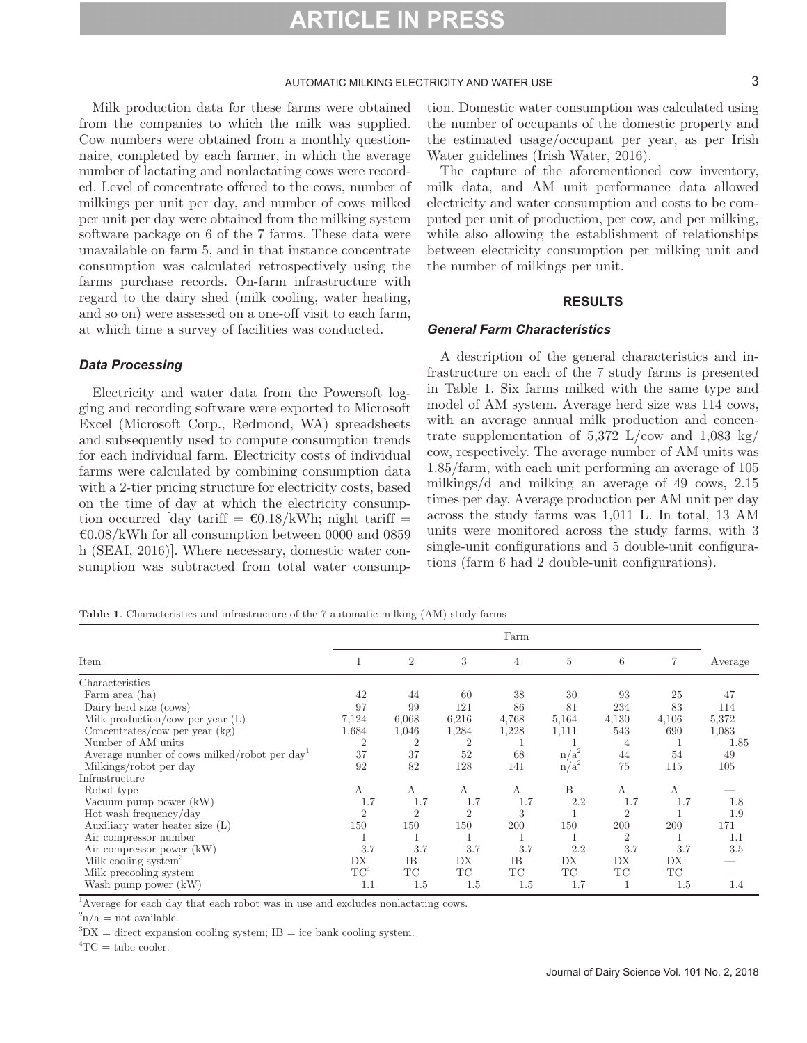Milk production data for these farms were obtained from the companies to which the milk was supplied. Cow numbers were obtained from a monthly questionnaire, completed by each farmer, in which the average number of lactating and nonlactating cows were recorded. Level of concentrate offered to the cows, number of milkings per unit per day, and number of cows milked per unit per day were obtained from the milking system software package on 6 of the 7 farms. These data were unavailable on farm 5, and in that instance concentrate consumption was calculated retrospectively using the farms purchase records. On-farm infrastructure with regard to the dairy shed (milk cooling, water heating, and so on) were assessed on a one-off visit to each farm, at which time a survey of facilities was conducted.

### Data Processing

Electricity and water data from the Powersoft logging and recording software were exported to Microsoft Excel (Microsoft Corp., Redmond, WA) spreadsheets and subsequently used to compute consumption trends for each individual farm. Electricity costs of individual farms were calculated by combining consumption data with a 2-tier pricing structure for electricity costs, based on the time of day at which the electricity consumption occurred [day tariff = €0.18/kWh; night tariff = €0.08/kWh for all consumption between 0000 and 0859 h (SEAI, 2016)]. Where necessary, domestic water consumption was subtracted from total water consumption. Domestic water consumption was calculated using the number of occupants of the domestic property and the estimated usage/occupant per year, as per Irish Water guidelines (Irish Water, 2016).

The capture of the aforementioned cow inventory, milk data, and AM unit performance data allowed electricity and water consumption and costs to be computed per unit of production, per cow, and per milking, while also allowing the establishment of relationships between electricity consumption per milking unit and the number of milkings per unit.

## RESULTS

### General Farm Characteristics

A description of the general characteristics and infrastructure on each of the 7 study farms is presented in Table 1. Six farms milked with the same type and model of AM system. Average herd size was 114 cows, with an average annual milk production and concentrate supplementation of 5,372 L/cow and 1,083 kg/cow, respectively. The average number of AM units was 1.85/farm, with each unit performing an average of 105 milkings/d and milking an average of 49 cows, 2.15 times per day. Average production per AM unit per day across the study farms was 1,011 L. In total, 13 AM units were monitored across the study farms, with 3 single-unit configurations and 5 double-unit configurations (farm 6 had 2 double-unit configurations).

**Table 1**. Characteristics and infrastructure of the 7 automatic milking (AM) study farms

| Item | Farm | | | | | | | Average |
|---|---|---|---|---|---|---|---|---|
| | 1 | 2 | 3 | 4 | 5 | 6 | 7 | |
| Characteristics | | | | | | | | |
| Farm area (ha) | 42 | 44 | 60 | 38 | 30 | 93 | 25 | 47 |
| Dairy herd size (cows) | 97 | 99 | 121 | 86 | 81 | 234 | 83 | 114 |
| Milk production/cow per year (L) | 7,124 | 6,068 | 6,216 | 4,768 | 5,164 | 4,130 | 4,106 | 5,372 |
| Concentrates/cow per year (kg) | 1,684 | 1,046 | 1,284 | 1,228 | 1,111 | 543 | 690 | 1,083 |
| Number of AM units | 2 | 2 | 2 | 1 | 1 | 4 | 1 | 1.85 |
| Average number of cows milked/robot per day[1] | 37 | 37 | 52 | 68 | n/a[2] | 44 | 54 | 49 |
| Milkings/robot per day | 92 | 82 | 128 | 141 | n/a[2] | 75 | 115 | 105 |
| Infrastructure | | | | | | | | |
| Robot type | A | A | A | A | B | A | A | — |
| Vacuum pump power (kW) | 1.7 | 1.7 | 1.7 | 1.7 | 2.2 | 1.7 | 1.7 | 1.8 |
| Hot wash frequency/day | 2 | 2 | 2 | 3 | 1 | 2 | 1 | 1.9 |
| Auxiliary water heater size (L) | 150 | 150 | 150 | 200 | 150 | 200 | 200 | 171 |
| Air compressor number | 1 | 1 | 1 | 1 | 1 | 2 | 1 | 1.1 |
| Air compressor power (kW) | 3.7 | 3.7 | 3.7 | 3.7 | 2.2 | 3.7 | 3.7 | 3.5 |
| Milk cooling system[3] | DX | IB | DX | IB | DX | DX | DX | — |
| Milk precooling system | TC[4] | TC | TC | TC | TC | TC | TC | — |
| Wash pump power (kW) | 1.1 | 1.5 | 1.5 | 1.5 | 1.7 | 1 | 1.5 | 1.4 |

[1]Average for each day that each robot was in use and excludes nonlactating cows.

[2]n/a = not available.

[3]DX = direct expansion cooling system; IB = ice bank cooling system.

[4]TC = tube cooler.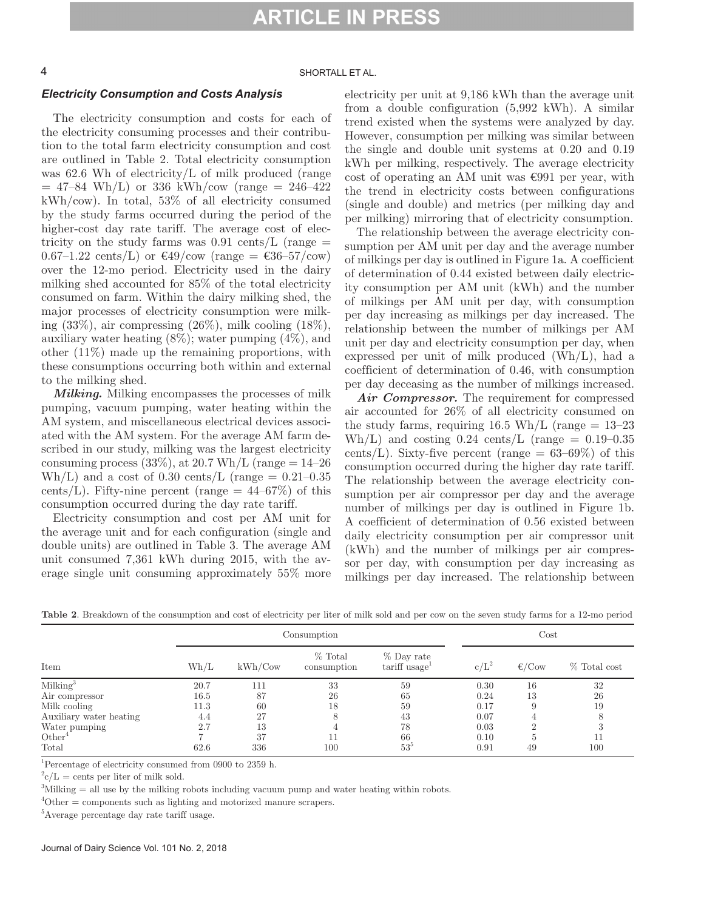### *Electricity Consumption and Costs Analysis*

The electricity consumption and costs for each of the electricity consuming processes and their contribution to the total farm electricity consumption and cost are outlined in Table 2. Total electricity consumption was 62.6 Wh of electricity/L of milk produced (range = 47–84 Wh/L) or 336 kWh/cow (range = 246–422 kWh/cow). In total, 53% of all electricity consumed by the study farms occurred during the period of the higher-cost day rate tariff. The average cost of electricity on the study farms was 0.91 cents/L (range = 0.67–1.22 cents/L) or €49/cow (range = €36–57/cow) over the 12-mo period. Electricity used in the dairy milking shed accounted for 85% of the total electricity consumed on farm. Within the dairy milking shed, the major processes of electricity consumption were milking (33%), air compressing (26%), milk cooling (18%), auxiliary water heating (8%); water pumping (4%), and other (11%) made up the remaining proportions, with these consumptions occurring both within and external to the milking shed.

***Milking.*** Milking encompasses the processes of milk pumping, vacuum pumping, water heating within the AM system, and miscellaneous electrical devices associated with the AM system. For the average AM farm described in our study, milking was the largest electricity consuming process (33%), at 20.7 Wh/L (range = 14–26 Wh/L) and a cost of 0.30 cents/L (range = 0.21–0.35 cents/L). Fifty-nine percent (range = 44–67%) of this consumption occurred during the day rate tariff.

Electricity consumption and cost per AM unit for the average unit and for each configuration (single and double units) are outlined in Table 3. The average AM unit consumed 7,361 kWh during 2015, with the average single unit consuming approximately 55% more electricity per unit at 9,186 kWh than the average unit from a double configuration (5,992 kWh). A similar trend existed when the systems were analyzed by day. However, consumption per milking was similar between the single and double unit systems at 0.20 and 0.19 kWh per milking, respectively. The average electricity cost of operating an AM unit was €991 per year, with the trend in electricity costs between configurations (single and double) and metrics (per milking day and per milking) mirroring that of electricity consumption.

The relationship between the average electricity consumption per AM unit per day and the average number of milkings per day is outlined in Figure 1a. A coefficient of determination of 0.44 existed between daily electricity consumption per AM unit (kWh) and the number of milkings per AM unit per day, with consumption per day increasing as milkings per day increased. The relationship between the number of milkings per AM unit per day and electricity consumption per day, when expressed per unit of milk produced (Wh/L), had a coefficient of determination of 0.46, with consumption per day deceasing as the number of milkings increased.

***Air Compressor.*** The requirement for compressed air accounted for 26% of all electricity consumed on the study farms, requiring 16.5 Wh/L (range = 13–23 Wh/L) and costing 0.24 cents/L (range = 0.19–0.35 cents/L). Sixty-five percent (range = 63–69%) of this consumption occurred during the higher day rate tariff. The relationship between the average electricity consumption per air compressor per day and the average number of milkings per day is outlined in Figure 1b. A coefficient of determination of 0.56 existed between daily electricity consumption per air compressor unit (kWh) and the number of milkings per air compressor per day, with consumption per day increasing as milkings per day increased. The relationship between

**Table 2**. Breakdown of the consumption and cost of electricity per liter of milk sold and per cow on the seven study farms for a 12-mo period

| | Consumption | | | | Cost | | |
|---|---|---|---|---|---|---|---|
| Item | Wh/L | kWh/Cow | % Total consumption | % Day rate tariff usage[1] | c/L[2] | €/Cow | % Total cost |
| Milking[3] | 20.7 | 111 | 33 | 59 | 0.30 | 16 | 32 |
| Air compressor | 16.5 | 87 | 26 | 65 | 0.24 | 13 | 26 |
| Milk cooling | 11.3 | 60 | 18 | 59 | 0.17 | 9 | 19 |
| Auxiliary water heating | 4.4 | 27 | 8 | 43 | 0.07 | 4 | 8 |
| Water pumping | 2.7 | 13 | 4 | 78 | 0.03 | 2 | 3 |
| Other[4] | 7 | 37 | 11 | 66 | 0.10 | 5 | 11 |
| Total | 62.6 | 336 | 100 | 53[5] | 0.91 | 49 | 100 |

[1]Percentage of electricity consumed from 0900 to 2359 h.

[2]c/L = cents per liter of milk sold.

[3]Milking = all use by the milking robots including vacuum pump and water heating within robots.

[4]Other = components such as lighting and motorized manure scrapers.

[5]Average percentage day rate tariff usage.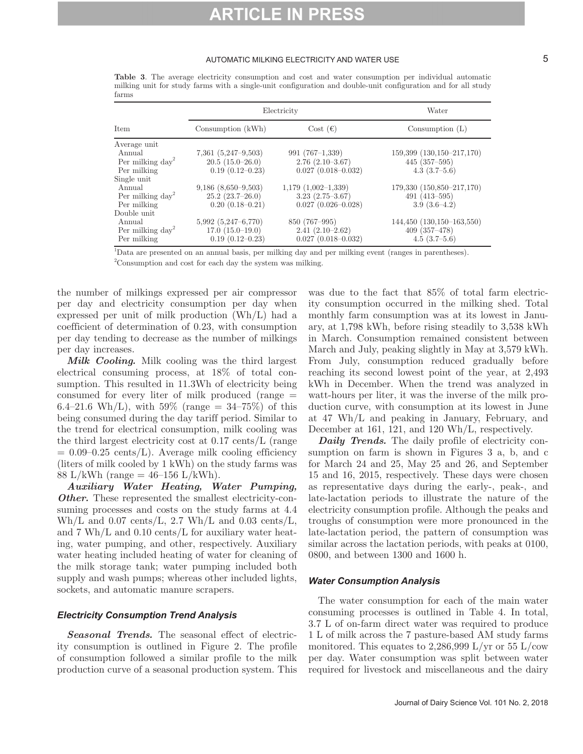**Table 3**. The average electricity consumption and cost and water consumption per individual automatic milking unit for study farms with a single-unit configuration and double-unit configuration and for all study farms

| Item | Electricity | | Water |
|---|---|---|---|
| | Consumption (kWh) | Cost (€) | Consumption (L) |
| Average unit | | | |
| Annual | 7,361 (5,247–9,503) | 991 (767–1,339) | 159,399 (130,150–217,170) |
| Per milking day[2] | 20.5 (15.0–26.0) | 2.76 (2.10–3.67) | 445 (357–595) |
| Per milking | 0.19 (0.12–0.23) | 0.027 (0.018–0.032) | 4.3 (3.7–5.6) |
| Single unit | | | |
| Annual | 9,186 (8,650–9,503) | 1,179 (1,002–1,339) | 179,330 (150,850–217,170) |
| Per milking day[2] | 25.2 (23.7–26.0) | 3.23 (2.75–3.67) | 491 (413–595) |
| Per milking | 0.20 (0.18–0.21) | 0.027 (0.026–0.028) | 3.9 (3.6–4.2) |
| Double unit | | | |
| Annual | 5,992 (5,247–6,770) | 850 (767–995) | 144,450 (130,150–163,550) |
| Per milking day[2] | 17.0 (15.0–19.0) | 2.41 (2.10–2.62) | 409 (357–478) |
| Per milking | 0.19 (0.12–0.23) | 0.027 (0.018–0.032) | 4.5 (3.7–5.6) |

[1]Data are presented on an annual basis, per milking day and per milking event (ranges in parentheses).

[2]Consumption and cost for each day the system was milking.

the number of milkings expressed per air compressor per day and electricity consumption per day when expressed per unit of milk production (Wh/L) had a coefficient of determination of 0.23, with consumption per day tending to decrease as the number of milkings per day increases.

***Milk Cooling.*** Milk cooling was the third largest electrical consuming process, at 18% of total consumption. This resulted in 11.3Wh of electricity being consumed for every liter of milk produced (range = 6.4–21.6 Wh/L), with 59% (range = 34–75%) of this being consumed during the day tariff period. Similar to the trend for electrical consumption, milk cooling was the third largest electricity cost at 0.17 cents/L (range = 0.09–0.25 cents/L). Average milk cooling efficiency (liters of milk cooled by 1 kWh) on the study farms was 88 L/kWh (range = 46–156 L/kWh).

***Auxiliary Water Heating, Water Pumping, Other.*** These represented the smallest electricity-consuming processes and costs on the study farms at 4.4 Wh/L and 0.07 cents/L, 2.7 Wh/L and 0.03 cents/L, and 7 Wh/L and 0.10 cents/L for auxiliary water heating, water pumping, and other, respectively. Auxiliary water heating included heating of water for cleaning of the milk storage tank; water pumping included both supply and wash pumps; whereas other included lights, sockets, and automatic manure scrapers.

### *Electricity Consumption Trend Analysis*

***Seasonal Trends.*** The seasonal effect of electricity consumption is outlined in Figure 2. The profile of consumption followed a similar profile to the milk production curve of a seasonal production system. This was due to the fact that 85% of total farm electricity consumption occurred in the milking shed. Total monthly farm consumption was at its lowest in January, at 1,798 kWh, before rising steadily to 3,538 kWh in March. Consumption remained consistent between March and July, peaking slightly in May at 3,579 kWh. From July, consumption reduced gradually before reaching its second lowest point of the year, at 2,493 kWh in December. When the trend was analyzed in watt-hours per liter, it was the inverse of the milk production curve, with consumption at its lowest in June at 47 Wh/L and peaking in January, February, and December at 161, 121, and 120 Wh/L, respectively.

***Daily Trends.*** The daily profile of electricity consumption on farm is shown in Figures 3 a, b, and c for March 24 and 25, May 25 and 26, and September 15 and 16, 2015, respectively. These days were chosen as representative days during the early-, peak-, and late-lactation periods to illustrate the nature of the electricity consumption profile. Although the peaks and troughs of consumption were more pronounced in the late-lactation period, the pattern of consumption was similar across the lactation periods, with peaks at 0100, 0800, and between 1300 and 1600 h.

### *Water Consumption Analysis*

The water consumption for each of the main water consuming processes is outlined in Table 4. In total, 3.7 L of on-farm direct water was required to produce 1 L of milk across the 7 pasture-based AM study farms monitored. This equates to 2,286,999 L/yr or 55 L/cow per day. Water consumption was split between water required for livestock and miscellaneous and the dairy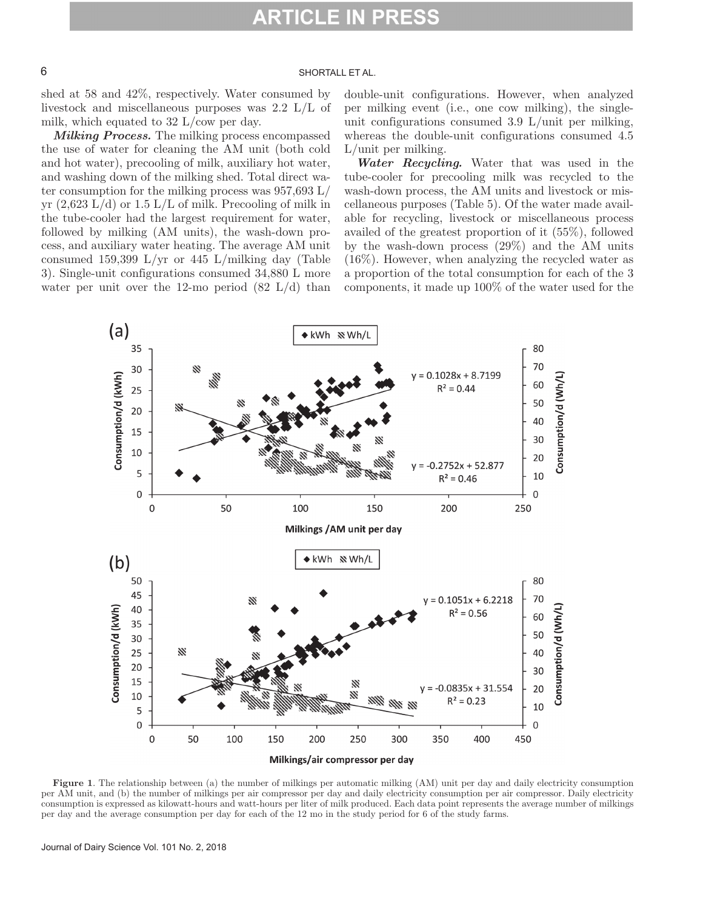shed at 58 and 42%, respectively. Water consumed by livestock and miscellaneous purposes was 2.2 L/L of milk, which equated to 32 L/cow per day.

***Milking Process.*** The milking process encompassed the use of water for cleaning the AM unit (both cold and hot water), precooling of milk, auxiliary hot water, and washing down of the milking shed. Total direct water consumption for the milking process was 957,693 L/yr (2,623 L/d) or 1.5 L/L of milk. Precooling of milk in the tube-cooler had the largest requirement for water, followed by milking (AM units), the wash-down process, and auxiliary water heating. The average AM unit consumed 159,399 L/yr or 445 L/milking day (Table 3). Single-unit configurations consumed 34,880 L more water per unit over the 12-mo period (82 L/d) than double-unit configurations. However, when analyzed per milking event (i.e., one cow milking), the single-unit configurations consumed 3.9 L/unit per milking, whereas the double-unit configurations consumed 4.5 L/unit per milking.

***Water Recycling.*** Water that was used in the tube-cooler for precooling milk was recycled to the wash-down process, the AM units and livestock or miscellaneous purposes (Table 5). Of the water made available for recycling, livestock or miscellaneous process availed of the greatest proportion of it (55%), followed by the wash-down process (29%) and the AM units (16%). However, when analyzing the recycled water as a proportion of the total consumption for each of the 3 components, it made up 100% of the water used for the

**Figure 1**. The relationship between (a) the number of milkings per automatic milking (AM) unit per day and daily electricity consumption per AM unit, and (b) the number of milkings per air compressor per day and daily electricity consumption per air compressor. Daily electricity consumption is expressed as kilowatt-hours and watt-hours per liter of milk produced. Each data point represents the average number of milkings per day and the average consumption per day for each of the 12 mo in the study period for 6 of the study farms.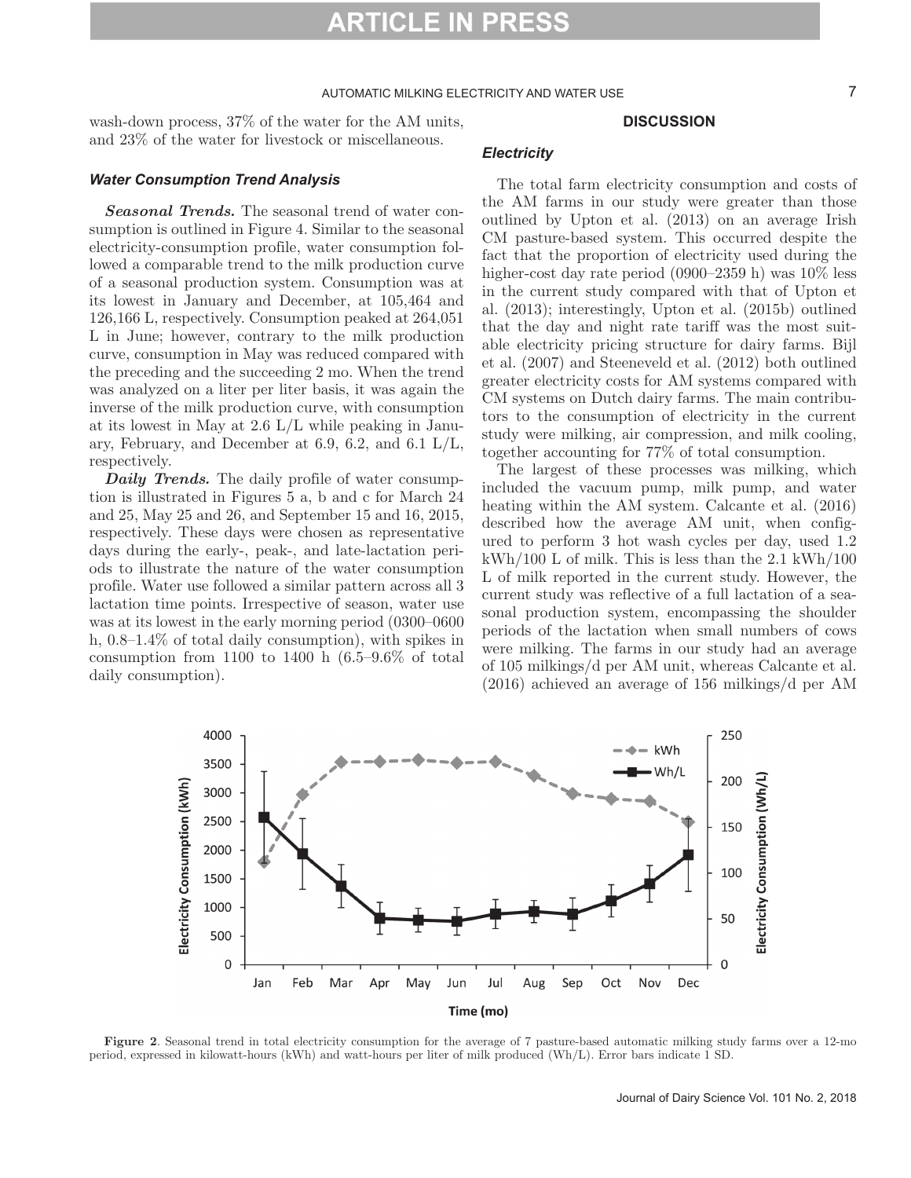wash-down process, 37% of the water for the AM units, and 23% of the water for livestock or miscellaneous.

### Water Consumption Trend Analysis

***Seasonal Trends.*** The seasonal trend of water consumption is outlined in Figure 4. Similar to the seasonal electricity-consumption profile, water consumption followed a comparable trend to the milk production curve of a seasonal production system. Consumption was at its lowest in January and December, at 105,464 and 126,166 L, respectively. Consumption peaked at 264,051 L in June; however, contrary to the milk production curve, consumption in May was reduced compared with the preceding and the succeeding 2 mo. When the trend was analyzed on a liter per liter basis, it was again the inverse of the milk production curve, with consumption at its lowest in May at 2.6 L/L while peaking in January, February, and December at 6.9, 6.2, and 6.1 L/L, respectively.

***Daily Trends.*** The daily profile of water consumption is illustrated in Figures 5 a, b and c for March 24 and 25, May 25 and 26, and September 15 and 16, 2015, respectively. These days were chosen as representative days during the early-, peak-, and late-lactation periods to illustrate the nature of the water consumption profile. Water use followed a similar pattern across all 3 lactation time points. Irrespective of season, water use was at its lowest in the early morning period (0300–0600 h, 0.8–1.4% of total daily consumption), with spikes in consumption from 1100 to 1400 h (6.5–9.6% of total daily consumption).

## DISCUSSION

### Electricity

The total farm electricity consumption and costs of the AM farms in our study were greater than those outlined by Upton et al. (2013) on an average Irish CM pasture-based system. This occurred despite the fact that the proportion of electricity used during the higher-cost day rate period (0900–2359 h) was 10% less in the current study compared with that of Upton et al. (2013); interestingly, Upton et al. (2015b) outlined that the day and night rate tariff was the most suitable electricity pricing structure for dairy farms. Bijl et al. (2007) and Steeneveld et al. (2012) both outlined greater electricity costs for AM systems compared with CM systems on Dutch dairy farms. The main contributors to the consumption of electricity in the current study were milking, air compression, and milk cooling, together accounting for 77% of total consumption.

The largest of these processes was milking, which included the vacuum pump, milk pump, and water heating within the AM system. Calcante et al. (2016) described how the average AM unit, when configured to perform 3 hot wash cycles per day, used 1.2 kWh/100 L of milk. This is less than the 2.1 kWh/100 L of milk reported in the current study. However, the current study was reflective of a full lactation of a seasonal production system, encompassing the shoulder periods of the lactation when small numbers of cows were milking. The farms in our study had an average of 105 milkings/d per AM unit, whereas Calcante et al. (2016) achieved an average of 156 milkings/d per AM

**Figure 2**. Seasonal trend in total electricity consumption for the average of 7 pasture-based automatic milking study farms over a 12-mo period, expressed in kilowatt-hours (kWh) and watt-hours per liter of milk produced (Wh/L). Error bars indicate 1 SD.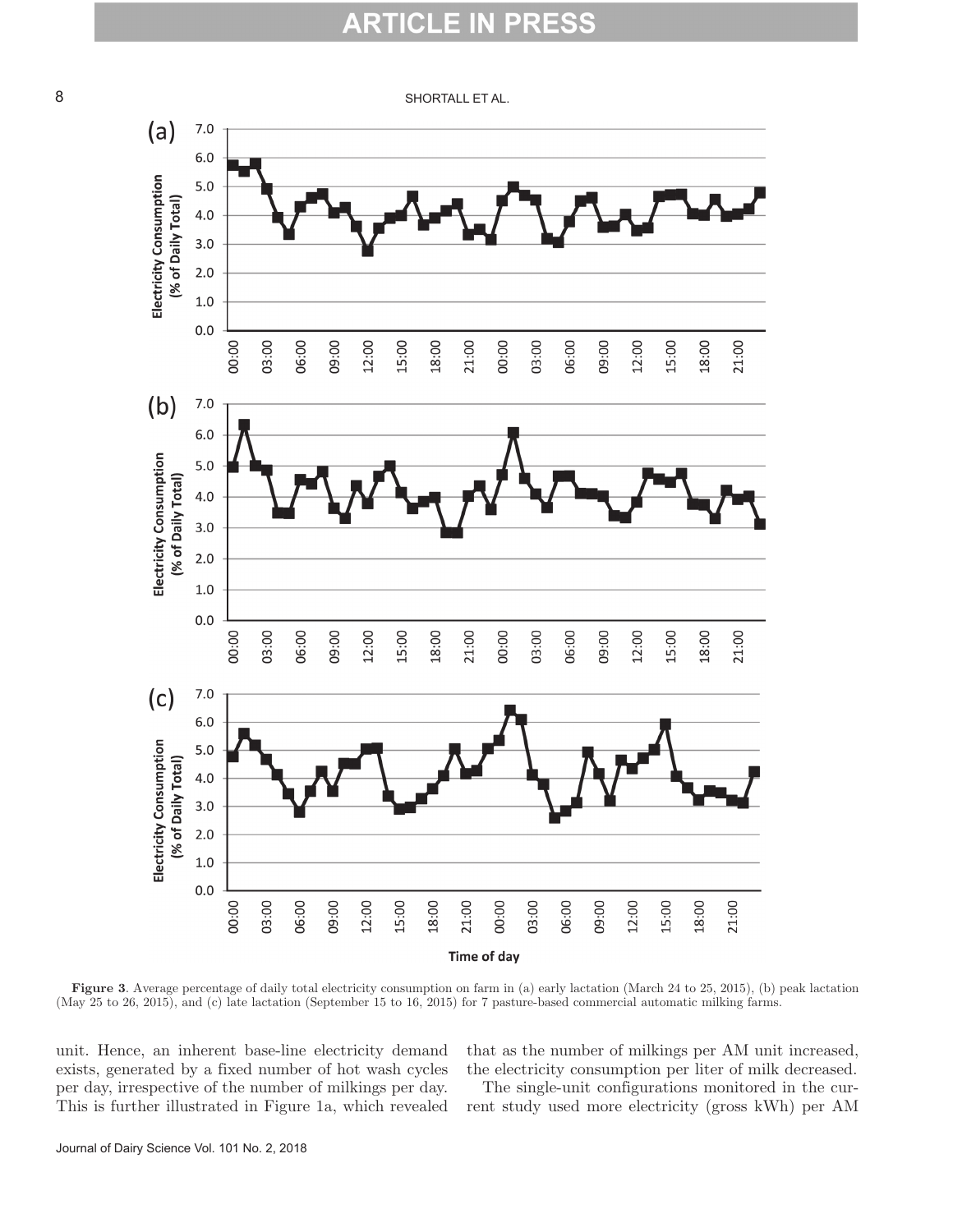**Figure 3**. Average percentage of daily total electricity consumption on farm in (a) early lactation (March 24 to 25, 2015), (b) peak lactation (May 25 to 26, 2015), and (c) late lactation (September 15 to 16, 2015) for 7 pasture-based commercial automatic milking farms.

unit. Hence, an inherent base-line electricity demand exists, generated by a fixed number of hot wash cycles per day, irrespective of the number of milkings per day. This is further illustrated in Figure 1a, which revealed that as the number of milkings per AM unit increased, the electricity consumption per liter of milk decreased.

The single-unit configurations monitored in the current study used more electricity (gross kWh) per AM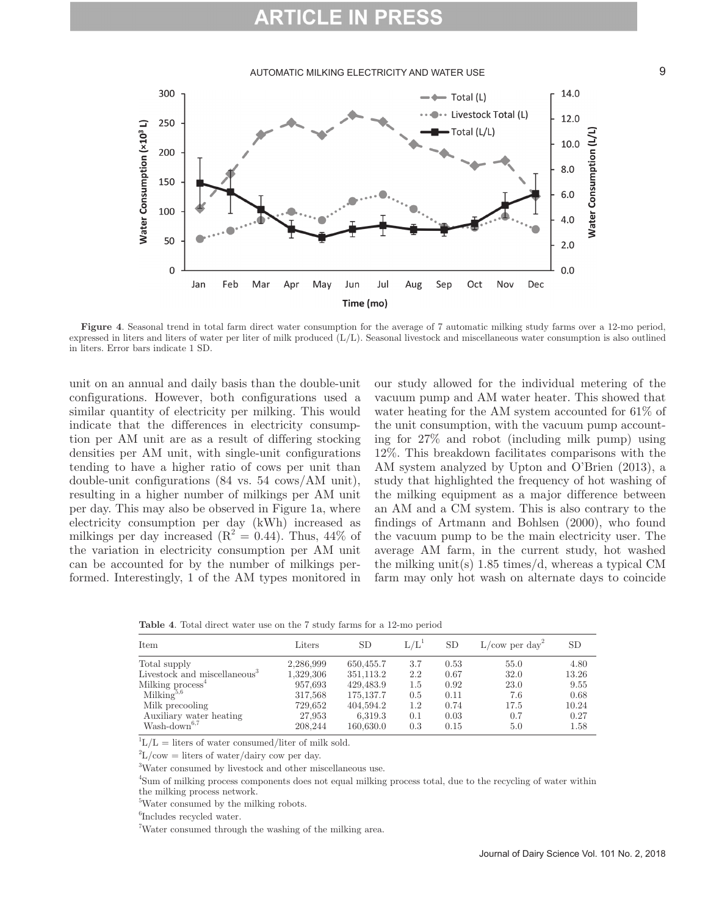Figure 4. Seasonal trend in total farm direct water consumption for the average of 7 automatic milking study farms over a 12-mo period, expressed in liters and liters of water per liter of milk produced (L/L). Seasonal livestock and miscellaneous water consumption is also outlined in liters. Error bars indicate 1 SD.

unit on an annual and daily basis than the double-unit configurations. However, both configurations used a similar quantity of electricity per milking. This would indicate that the differences in electricity consumption per AM unit are as a result of differing stocking densities per AM unit, with single-unit configurations tending to have a higher ratio of cows per unit than double-unit configurations (84 vs. 54 cows/AM unit), resulting in a higher number of milkings per AM unit per day. This may also be observed in Figure 1a, where electricity consumption per day (kWh) increased as milkings per day increased ($R^2 = 0.44$). Thus, 44% of the variation in electricity consumption per AM unit can be accounted for by the number of milkings performed. Interestingly, 1 of the AM types monitored in our study allowed for the individual metering of the vacuum pump and AM water heater. This showed that water heating for the AM system accounted for 61% of the unit consumption, with the vacuum pump accounting for 27% and robot (including milk pump) using 12%. This breakdown facilitates comparisons with the AM system analyzed by Upton and O'Brien (2013), a study that highlighted the frequency of hot washing of the milking equipment as a major difference between an AM and a CM system. This is also contrary to the findings of Artmann and Bohlsen (2000), who found the vacuum pump to be the main electricity user. The average AM farm, in the current study, hot washed the milking unit(s) 1.85 times/d, whereas a typical CM farm may only hot wash on alternate days to coincide

Table 4. Total direct water use on the 7 study farms for a 12-mo period

| Item | Liters | SD | L/L[1] | SD | L/cow per day[2] | SD |
|---|---|---|---|---|---|---|
| Total supply | 2,286,999 | 650,455.7 | 3.7 | 0.53 | 55.0 | 4.80 |
| Livestock and miscellaneous[3] | 1,329,306 | 351,113.2 | 2.2 | 0.67 | 32.0 | 13.26 |
| Milking process[4] | 957,693 | 429,483.9 | 1.5 | 0.92 | 23.0 | 9.55 |
| Milking[5,6] | 317,568 | 175,137.7 | 0.5 | 0.11 | 7.6 | 0.68 |
| Milk precooling | 729,652 | 404,594.2 | 1.2 | 0.74 | 17.5 | 10.24 |
| Auxiliary water heating | 27,953 | 6,319.3 | 0.1 | 0.03 | 0.7 | 0.27 |
| Wash-down[6,7] | 208,244 | 160,630.0 | 0.3 | 0.15 | 5.0 | 1.58 |

[1] L/L = liters of water consumed/liter of milk sold.

[2] L/cow = liters of water/dairy cow per day.

[3] Water consumed by livestock and other miscellaneous use.

[4] Sum of milking process components does not equal milking process total, due to the recycling of water within the milking process network.

[5] Water consumed by the milking robots.

[6] Includes recycled water.

[7] Water consumed through the washing of the milking area.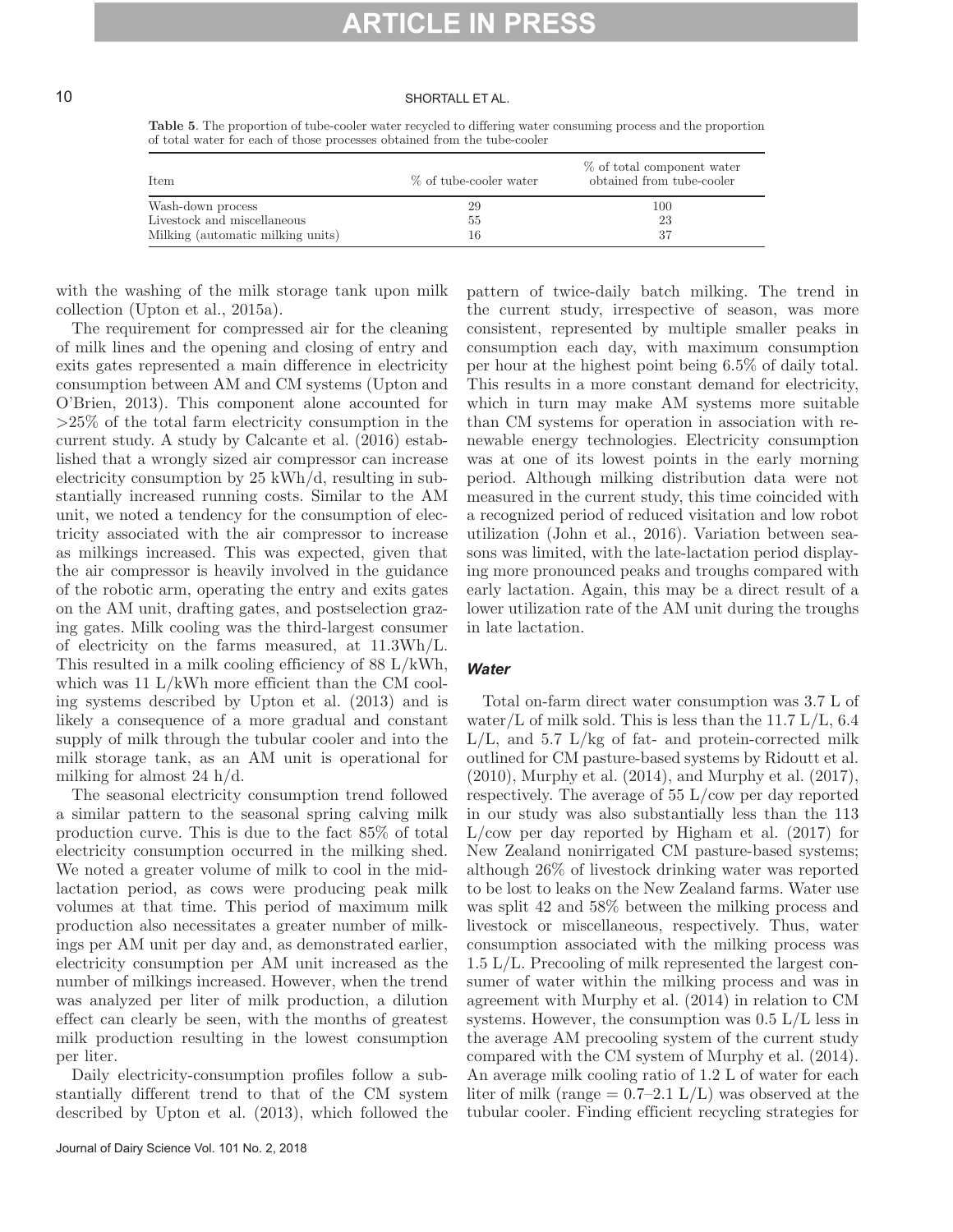**Table 5**. The proportion of tube-cooler water recycled to differing water consuming process and the proportion of total water for each of those processes obtained from the tube-cooler

| Item | % of tube-cooler water | % of total component water obtained from tube-cooler |
|---|---|---|
| Wash-down process | 29 | 100 |
| Livestock and miscellaneous | 55 | 23 |
| Milking (automatic milking units) | 16 | 37 |

with the washing of the milk storage tank upon milk collection (Upton et al., 2015a).

The requirement for compressed air for the cleaning of milk lines and the opening and closing of entry and exits gates represented a main difference in electricity consumption between AM and CM systems (Upton and O'Brien, 2013). This component alone accounted for >25% of the total farm electricity consumption in the current study. A study by Calcante et al. (2016) established that a wrongly sized air compressor can increase electricity consumption by 25 kWh/d, resulting in substantially increased running costs. Similar to the AM unit, we noted a tendency for the consumption of electricity associated with the air compressor to increase as milkings increased. This was expected, given that the air compressor is heavily involved in the guidance of the robotic arm, operating the entry and exits gates on the AM unit, drafting gates, and postselection grazing gates. Milk cooling was the third-largest consumer of electricity on the farms measured, at 11.3Wh/L. This resulted in a milk cooling efficiency of 88 L/kWh, which was 11 L/kWh more efficient than the CM cooling systems described by Upton et al. (2013) and is likely a consequence of a more gradual and constant supply of milk through the tubular cooler and into the milk storage tank, as an AM unit is operational for milking for almost 24 h/d.

The seasonal electricity consumption trend followed a similar pattern to the seasonal spring calving milk production curve. This is due to the fact 85% of total electricity consumption occurred in the milking shed. We noted a greater volume of milk to cool in the mid-lactation period, as cows were producing peak milk volumes at that time. This period of maximum milk production also necessitates a greater number of milkings per AM unit per day and, as demonstrated earlier, electricity consumption per AM unit increased as the number of milkings increased. However, when the trend was analyzed per liter of milk production, a dilution effect can clearly be seen, with the months of greatest milk production resulting in the lowest consumption per liter.

Daily electricity-consumption profiles follow a substantially different trend to that of the CM system described by Upton et al. (2013), which followed the pattern of twice-daily batch milking. The trend in the current study, irrespective of season, was more consistent, represented by multiple smaller peaks in consumption each day, with maximum consumption per hour at the highest point being 6.5% of daily total. This results in a more constant demand for electricity, which in turn may make AM systems more suitable than CM systems for operation in association with renewable energy technologies. Electricity consumption was at one of its lowest points in the early morning period. Although milking distribution data were not measured in the current study, this time coincided with a recognized period of reduced visitation and low robot utilization (John et al., 2016). Variation between seasons was limited, with the late-lactation period displaying more pronounced peaks and troughs compared with early lactation. Again, this may be a direct result of a lower utilization rate of the AM unit during the troughs in late lactation.

### *Water*

Total on-farm direct water consumption was 3.7 L of water/L of milk sold. This is less than the 11.7 L/L, 6.4 L/L, and 5.7 L/kg of fat- and protein-corrected milk outlined for CM pasture-based systems by Ridoutt et al. (2010), Murphy et al. (2014), and Murphy et al. (2017), respectively. The average of 55 L/cow per day reported in our study was also substantially less than the 113 L/cow per day reported by Higham et al. (2017) for New Zealand nonirrigated CM pasture-based systems; although 26% of livestock drinking water was reported to be lost to leaks on the New Zealand farms. Water use was split 42 and 58% between the milking process and livestock or miscellaneous, respectively. Thus, water consumption associated with the milking process was 1.5 L/L. Precooling of milk represented the largest consumer of water within the milking process and was in agreement with Murphy et al. (2014) in relation to CM systems. However, the consumption was 0.5 L/L less in the average AM precooling system of the current study compared with the CM system of Murphy et al. (2014). An average milk cooling ratio of 1.2 L of water for each liter of milk (range = 0.7–2.1 L/L) was observed at the tubular cooler. Finding efficient recycling strategies for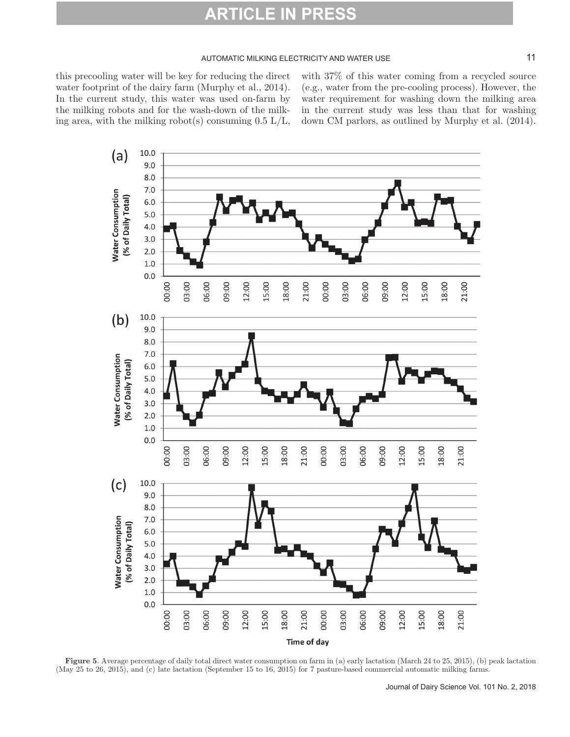this precooling water will be key for reducing the direct water footprint of the dairy farm (Murphy et al., 2014). In the current study, this water was used on-farm by the milking robots and for the wash-down of the milking area, with the milking robot(s) consuming 0.5 L/L, with 37% of this water coming from a recycled source (e.g., water from the pre-cooling process). However, the water requirement for washing down the milking area in the current study was less than that for washing down CM parlors, as outlined by Murphy et al. (2014).

**Figure 5**. Average percentage of daily total direct water consumption on farm in (a) early lactation (March 24 to 25, 2015), (b) peak lactation (May 25 to 26, 2015), and (c) late lactation (September 15 to 16, 2015) for 7 pasture-based commercial automatic milking farms.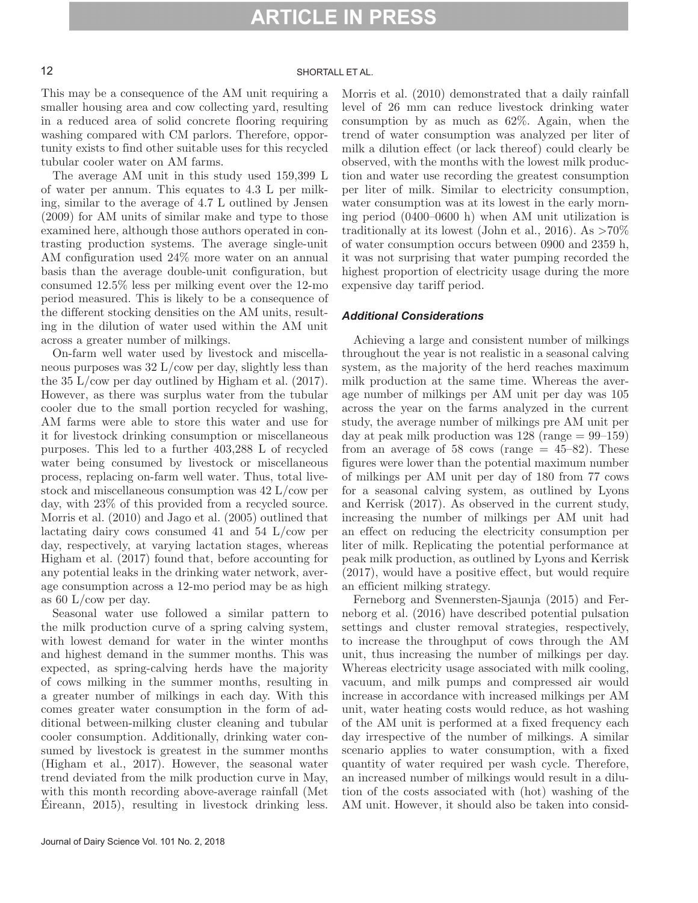This may be a consequence of the AM unit requiring a smaller housing area and cow collecting yard, resulting in a reduced area of solid concrete flooring requiring washing compared with CM parlors. Therefore, opportunity exists to find other suitable uses for this recycled tubular cooler water on AM farms.

The average AM unit in this study used 159,399 L of water per annum. This equates to 4.3 L per milking, similar to the average of 4.7 L outlined by Jensen (2009) for AM units of similar make and type to those examined here, although those authors operated in contrasting production systems. The average single-unit AM configuration used 24% more water on an annual basis than the average double-unit configuration, but consumed 12.5% less per milking event over the 12-mo period measured. This is likely to be a consequence of the different stocking densities on the AM units, resulting in the dilution of water used within the AM unit across a greater number of milkings.

On-farm well water used by livestock and miscellaneous purposes was 32 L/cow per day, slightly less than the 35 L/cow per day outlined by Higham et al. (2017). However, as there was surplus water from the tubular cooler due to the small portion recycled for washing, AM farms were able to store this water and use for it for livestock drinking consumption or miscellaneous purposes. This led to a further 403,288 L of recycled water being consumed by livestock or miscellaneous process, replacing on-farm well water. Thus, total livestock and miscellaneous consumption was 42 L/cow per day, with 23% of this provided from a recycled source. Morris et al. (2010) and Jago et al. (2005) outlined that lactating dairy cows consumed 41 and 54 L/cow per day, respectively, at varying lactation stages, whereas Higham et al. (2017) found that, before accounting for any potential leaks in the drinking water network, average consumption across a 12-mo period may be as high as 60 L/cow per day.

Seasonal water use followed a similar pattern to the milk production curve of a spring calving system, with lowest demand for water in the winter months and highest demand in the summer months. This was expected, as spring-calving herds have the majority of cows milking in the summer months, resulting in a greater number of milkings in each day. With this comes greater water consumption in the form of additional between-milking cluster cleaning and tubular cooler consumption. Additionally, drinking water consumed by livestock is greatest in the summer months (Higham et al., 2017). However, the seasonal water trend deviated from the milk production curve in May, with this month recording above-average rainfall (Met Éireann, 2015), resulting in livestock drinking less. Morris et al. (2010) demonstrated that a daily rainfall level of 26 mm can reduce livestock drinking water consumption by as much as 62%. Again, when the trend of water consumption was analyzed per liter of milk a dilution effect (or lack thereof) could clearly be observed, with the months with the lowest milk production and water use recording the greatest consumption per liter of milk. Similar to electricity consumption, water consumption was at its lowest in the early morning period (0400–0600 h) when AM unit utilization is traditionally at its lowest (John et al., 2016). As >70% of water consumption occurs between 0900 and 2359 h, it was not surprising that water pumping recorded the highest proportion of electricity usage during the more expensive day tariff period.

### *Additional Considerations*

Achieving a large and consistent number of milkings throughout the year is not realistic in a seasonal calving system, as the majority of the herd reaches maximum milk production at the same time. Whereas the average number of milkings per AM unit per day was 105 across the year on the farms analyzed in the current study, the average number of milkings pre AM unit per day at peak milk production was 128 (range = 99–159) from an average of 58 cows (range = 45–82). These figures were lower than the potential maximum number of milkings per AM unit per day of 180 from 77 cows for a seasonal calving system, as outlined by Lyons and Kerrisk (2017). As observed in the current study, increasing the number of milkings per AM unit had an effect on reducing the electricity consumption per liter of milk. Replicating the potential performance at peak milk production, as outlined by Lyons and Kerrisk (2017), would have a positive effect, but would require an efficient milking strategy.

Ferneborg and Svennersten-Sjaunja (2015) and Ferneborg et al. (2016) have described potential pulsation settings and cluster removal strategies, respectively, to increase the throughput of cows through the AM unit, thus increasing the number of milkings per day. Whereas electricity usage associated with milk cooling, vacuum, and milk pumps and compressed air would increase in accordance with increased milkings per AM unit, water heating costs would reduce, as hot washing of the AM unit is performed at a fixed frequency each day irrespective of the number of milkings. A similar scenario applies to water consumption, with a fixed quantity of water required per wash cycle. Therefore, an increased number of milkings would result in a dilution of the costs associated with (hot) washing of the AM unit. However, it should also be taken into consid-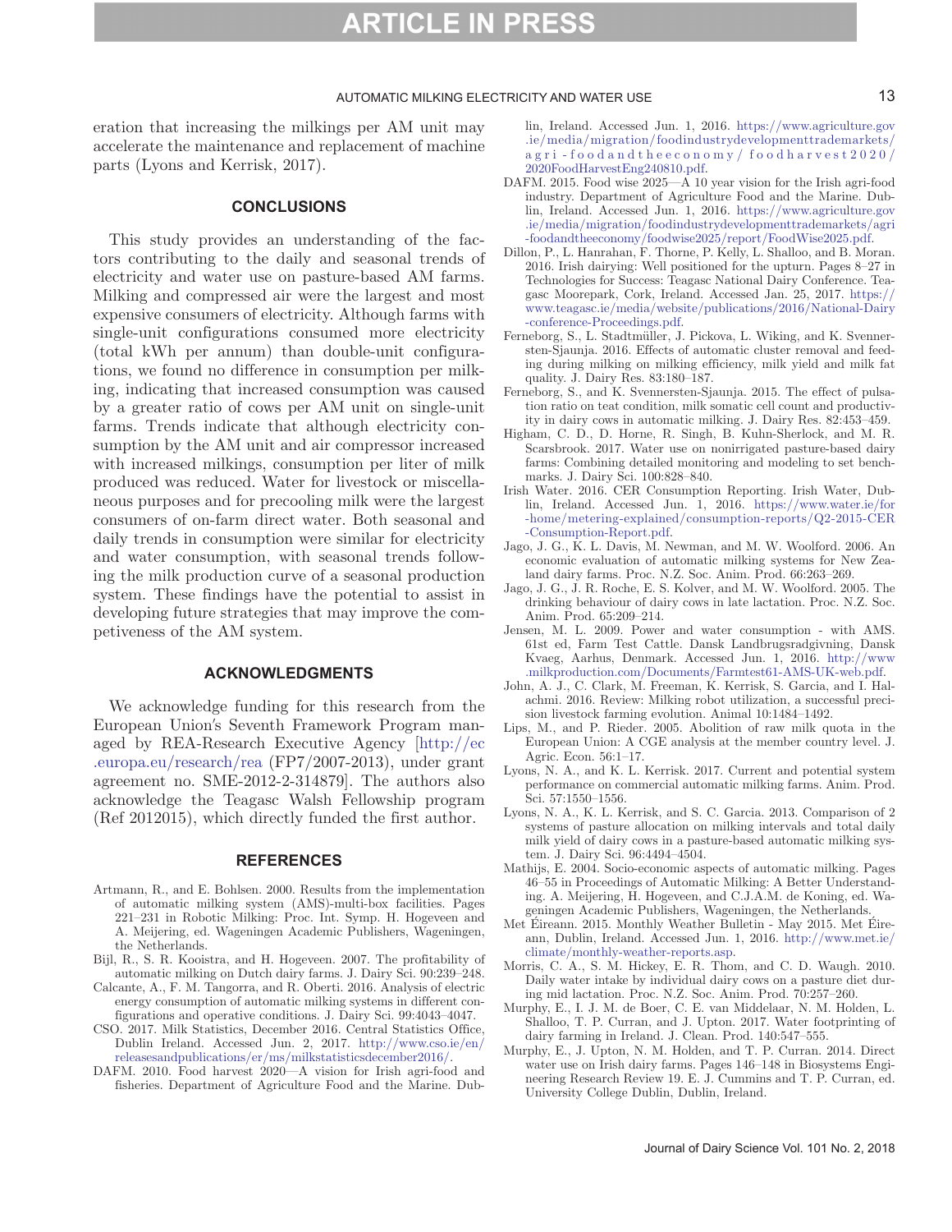eration that increasing the milkings per AM unit may accelerate the maintenance and replacement of machine parts (Lyons and Kerrisk, 2017).

## CONCLUSIONS

This study provides an understanding of the factors contributing to the daily and seasonal trends of electricity and water use on pasture-based AM farms. Milking and compressed air were the largest and most expensive consumers of electricity. Although farms with single-unit configurations consumed more electricity (total kWh per annum) than double-unit configurations, we found no difference in consumption per milking, indicating that increased consumption was caused by a greater ratio of cows per AM unit on single-unit farms. Trends indicate that although electricity consumption by the AM unit and air compressor increased with increased milkings, consumption per liter of milk produced was reduced. Water for livestock or miscellaneous purposes and for precooling milk were the largest consumers of on-farm direct water. Both seasonal and daily trends in consumption were similar for electricity and water consumption, with seasonal trends following the milk production curve of a seasonal production system. These findings have the potential to assist in developing future strategies that may improve the competiveness of the AM system.

## ACKNOWLEDGMENTS

We acknowledge funding for this research from the European Union's Seventh Framework Program managed by REA-Research Executive Agency [http://ec.europa.eu/research/rea (FP7/2007-2013), under grant agreement no. SME-2012-2-314879]. The authors also acknowledge the Teagasc Walsh Fellowship program (Ref 2012015), which directly funded the first author.

## REFERENCES

- Artmann, R., and E. Bohlsen. 2000. Results from the implementation of automatic milking system (AMS)-multi-box facilities. Pages 221–231 in Robotic Milking: Proc. Int. Symp. H. Hogeveen and A. Meijering, ed. Wageningen Academic Publishers, Wageningen, the Netherlands.
- Bijl, R., S. R. Kooistra, and H. Hogeveen. 2007. The profitability of automatic milking on Dutch dairy farms. J. Dairy Sci. 90:239–248.
- Calcante, A., F. M. Tangorra, and R. Oberti. 2016. Analysis of electric energy consumption of automatic milking systems in different configurations and operative conditions. J. Dairy Sci. 99:4043–4047.
- CSO. 2017. Milk Statistics, December 2016. Central Statistics Office, Dublin Ireland. Accessed Jun. 2, 2017. http://www.cso.ie/en/releasesandpublications/er/ms/milkstatisticsdecember2016/.
- DAFM. 2010. Food harvest 2020—A vision for Irish agri-food and fisheries. Department of Agriculture Food and the Marine. Dublin, Ireland. Accessed Jun. 1, 2016. https://www.agriculture.gov.ie/media/migration/foodindustrydevelopmenttrademarkets/agri-foodandtheeconomy/foodharvest2020/2020FoodHarvestEng240810.pdf.
- DAFM. 2015. Food wise 2025—A 10 year vision for the Irish agri-food industry. Department of Agriculture Food and the Marine. Dublin, Ireland. Accessed Jun. 1, 2016. https://www.agriculture.gov.ie/media/migration/foodindustrydevelopmenttrademarkets/agri-foodandtheeconomy/foodwise2025/report/FoodWise2025.pdf.
- Dillon, P., L. Hanrahan, F. Thorne, P. Kelly, L. Shalloo, and B. Moran. 2016. Irish dairying: Well positioned for the upturn. Pages 8–27 in Technologies for Success: Teagasc National Dairy Conference. Teagasc Moorepark, Cork, Ireland. Accessed Jan. 25, 2017. https://www.teagasc.ie/media/website/publications/2016/National-Dairy-conference-Proceedings.pdf.
- Ferneborg, S., L. Stadtmüller, J. Pickova, L. Wiking, and K. Svennersten-Sjaunja. 2016. Effects of automatic cluster removal and feeding during milking on milking efficiency, milk yield and milk fat quality. J. Dairy Res. 83:180–187.
- Ferneborg, S., and K. Svennersten-Sjaunja. 2015. The effect of pulsation ratio on teat condition, milk somatic cell count and productivity in dairy cows in automatic milking. J. Dairy Res. 82:453–459.
- Higham, C. D., D. Horne, R. Singh, B. Kuhn-Sherlock, and M. R. Scarsbrook. 2017. Water use on nonirrigated pasture-based dairy farms: Combining detailed monitoring and modeling to set benchmarks. J. Dairy Sci. 100:828–840.
- Irish Water. 2016. CER Consumption Reporting. Irish Water, Dublin, Ireland. Accessed Jun. 1, 2016. https://www.water.ie/for-home/metering-explained/consumption-reports/Q2-2015-CER-Consumption-Report.pdf.
- Jago, J. G., K. L. Davis, M. Newman, and M. W. Woolford. 2006. An economic evaluation of automatic milking systems for New Zealand dairy farms. Proc. N.Z. Soc. Anim. Prod. 66:263–269.
- Jago, J. G., J. R. Roche, E. S. Kolver, and M. W. Woolford. 2005. The drinking behaviour of dairy cows in late lactation. Proc. N.Z. Soc. Anim. Prod. 65:209–214.
- Jensen, M. L. 2009. Power and water consumption - with AMS. 61st ed, Farm Test Cattle. Dansk Landbrugsradgivning, Dansk Kvaeg, Aarhus, Denmark. Accessed Jun. 1, 2016. http://www.milkproduction.com/Documents/Farmtest61-AMS-UK-web.pdf.
- John, A. J., C. Clark, M. Freeman, K. Kerrisk, S. Garcia, and I. Halachmi. 2016. Review: Milking robot utilization, a successful precision livestock farming evolution. Animal 10:1484–1492.
- Lips, M., and P. Rieder. 2005. Abolition of raw milk quota in the European Union: A CGE analysis at the member country level. J. Agric. Econ. 56:1–17.
- Lyons, N. A., and K. L. Kerrisk. 2017. Current and potential system performance on commercial automatic milking farms. Anim. Prod. Sci. 57:1550–1556.
- Lyons, N. A., K. L. Kerrisk, and S. C. Garcia. 2013. Comparison of 2 systems of pasture allocation on milking intervals and total daily milk yield of dairy cows in a pasture-based automatic milking system. J. Dairy Sci. 96:4494–4504.
- Mathijs, E. 2004. Socio-economic aspects of automatic milking. Pages 46–55 in Proceedings of Automatic Milking: A Better Understanding. A. Meijering, H. Hogeveen, and C.J.A.M. de Koning, ed. Wageningen Academic Publishers, Wageningen, the Netherlands.
- Met Éireann. 2015. Monthly Weather Bulletin - May 2015. Met Éireann, Dublin, Ireland. Accessed Jun. 1, 2016. http://www.met.ie/climate/monthly-weather-reports.asp.
- Morris, C. A., S. M. Hickey, E. R. Thom, and C. D. Waugh. 2010. Daily water intake by individual dairy cows on a pasture diet during mid lactation. Proc. N.Z. Soc. Anim. Prod. 70:257–260.
- Murphy, E., I. J. M. de Boer, C. E. van Middelaar, N. M. Holden, L. Shalloo, T. P. Curran, and J. Upton. 2017. Water footprinting of dairy farming in Ireland. J. Clean. Prod. 140:547–555.
- Murphy, E., J. Upton, N. M. Holden, and T. P. Curran. 2014. Direct water use on Irish dairy farms. Pages 146–148 in Biosystems Engineering Research Review 19. E. J. Cummins and T. P. Curran, ed. University College Dublin, Dublin, Ireland.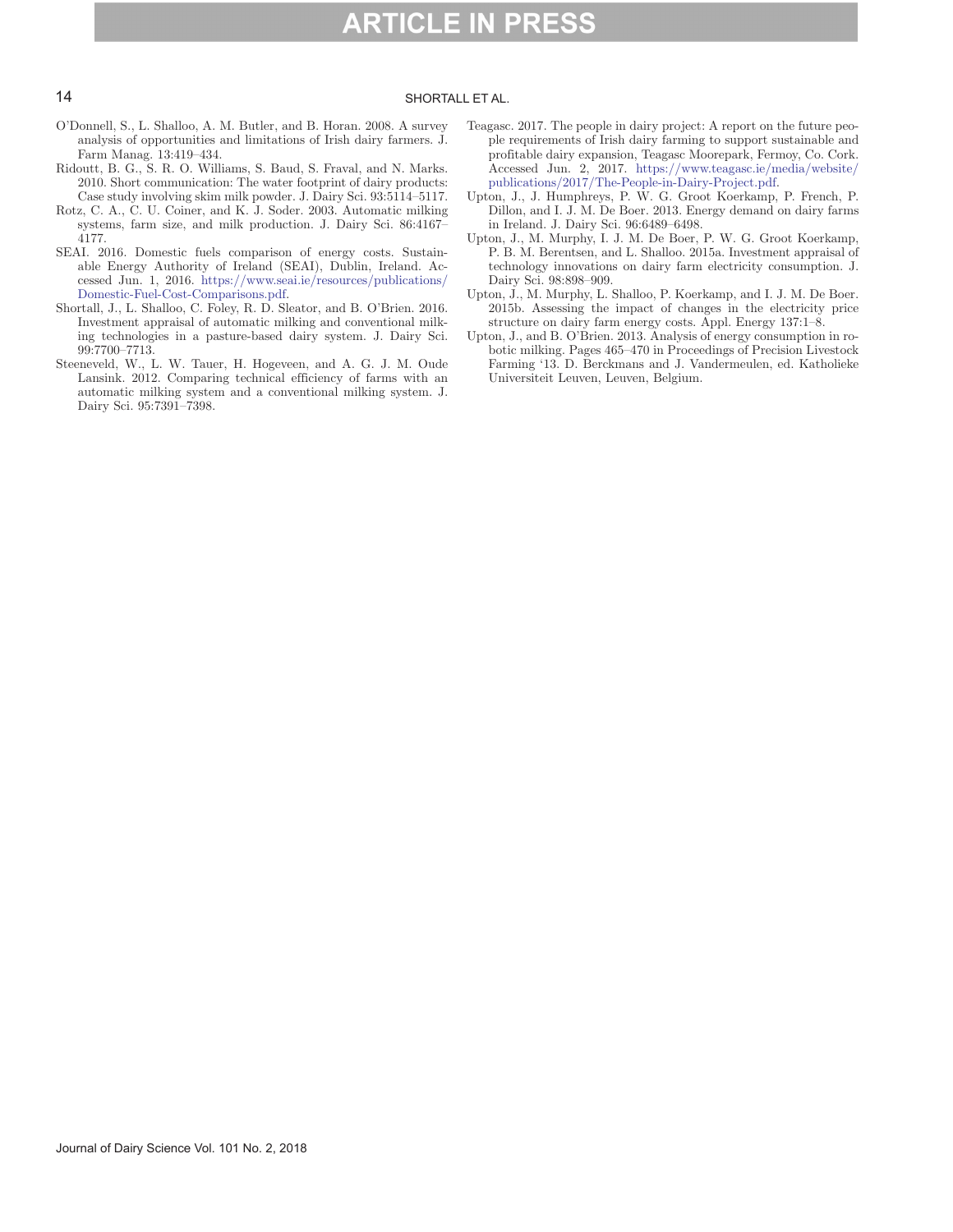O'Donnell, S., L. Shalloo, A. M. Butler, and B. Horan. 2008. A survey analysis of opportunities and limitations of Irish dairy farmers. J. Farm Manag. 13:419–434.

Ridoutt, B. G., S. R. O. Williams, S. Baud, S. Fraval, and N. Marks. 2010. Short communication: The water footprint of dairy products: Case study involving skim milk powder. J. Dairy Sci. 93:5114–5117.

Rotz, C. A., C. U. Coiner, and K. J. Soder. 2003. Automatic milking systems, farm size, and milk production. J. Dairy Sci. 86:4167–4177.

SEAI. 2016. Domestic fuels comparison of energy costs. Sustainable Energy Authority of Ireland (SEAI), Dublin, Ireland. Accessed Jun. 1, 2016. https://www.seai.ie/resources/publications/Domestic-Fuel-Cost-Comparisons.pdf.

Shortall, J., L. Shalloo, C. Foley, R. D. Sleator, and B. O'Brien. 2016. Investment appraisal of automatic milking and conventional milking technologies in a pasture-based dairy system. J. Dairy Sci. 99:7700–7713.

Steeneveld, W., L. W. Tauer, H. Hogeveen, and A. G. J. M. Oude Lansink. 2012. Comparing technical efficiency of farms with an automatic milking system and a conventional milking system. J. Dairy Sci. 95:7391–7398.

Teagasc. 2017. The people in dairy project: A report on the future people requirements of Irish dairy farming to support sustainable and profitable dairy expansion, Teagasc Moorepark, Fermoy, Co. Cork. Accessed Jun. 2, 2017. https://www.teagasc.ie/media/website/publications/2017/The-People-in-Dairy-Project.pdf.

Upton, J., J. Humphreys, P. W. G. Groot Koerkamp, P. French, P. Dillon, and I. J. M. De Boer. 2013. Energy demand on dairy farms in Ireland. J. Dairy Sci. 96:6489–6498.

Upton, J., M. Murphy, I. J. M. De Boer, P. W. G. Groot Koerkamp, P. B. M. Berentsen, and L. Shalloo. 2015a. Investment appraisal of technology innovations on dairy farm electricity consumption. J. Dairy Sci. 98:898–909.

Upton, J., M. Murphy, L. Shalloo, P. Koerkamp, and I. J. M. De Boer. 2015b. Assessing the impact of changes in the electricity price structure on dairy farm energy costs. Appl. Energy 137:1–8.

Upton, J., and B. O'Brien. 2013. Analysis of energy consumption in robotic milking. Pages 465–470 in Proceedings of Precision Livestock Farming '13. D. Berckmans and J. Vandermeulen, ed. Katholieke Universiteit Leuven, Leuven, Belgium.